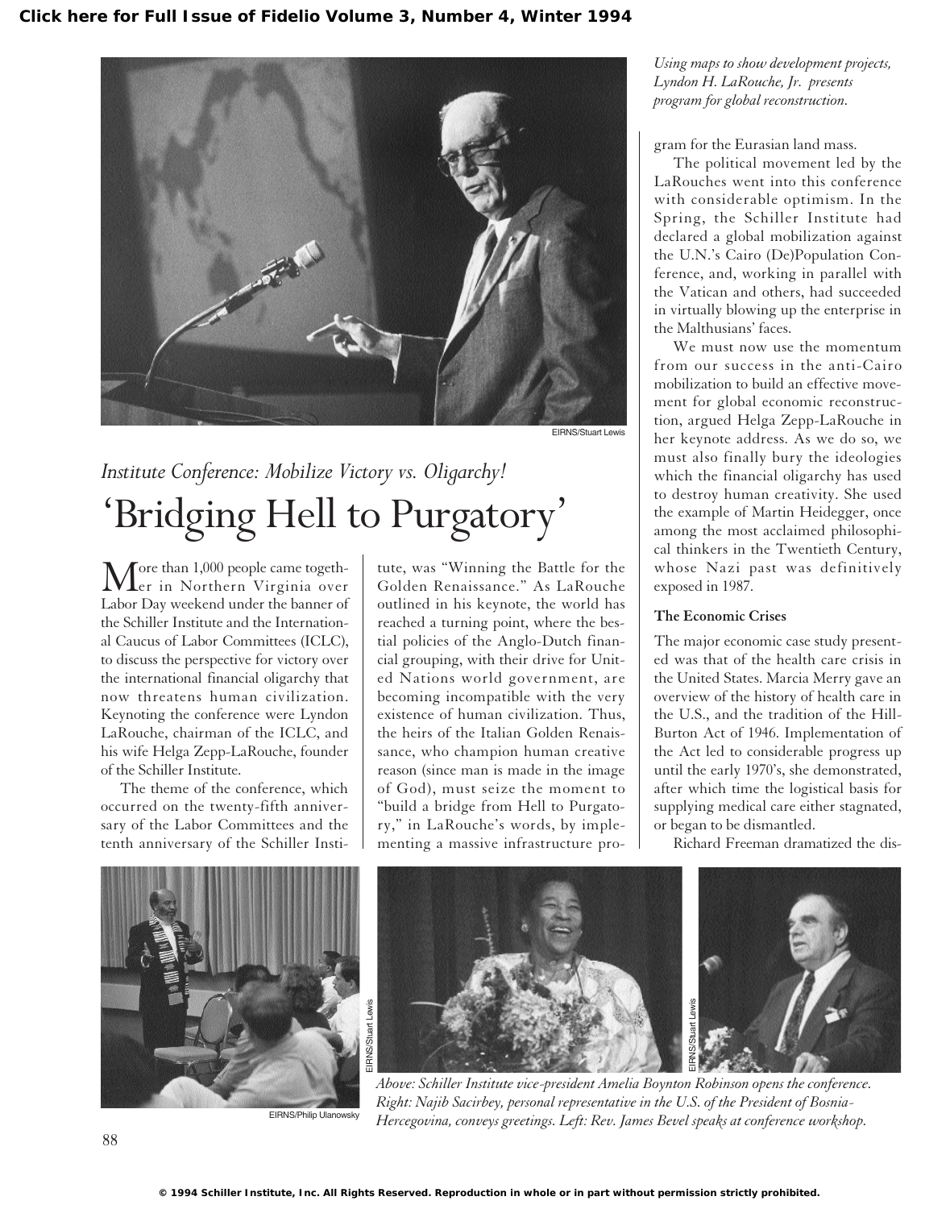*Using maps to show development projects, Lyndon H. LaRouche, Jr. presents program for global reconstruction.*

EIRNS/Stuart Lewis

*Institute Conference: Mobilize Victory vs. Oligarchy!*

# 'Bridging Hell to Purgatory'

More than 1,000 people came together in Northern Virginia over Labor Day weekend under the banner of the Schiller Institute and the International Caucus of Labor Committees (ICLC), to discuss the perspective for victory over the international financial oligarchy that now threatens human civilization. Keynoting the conference were Lyndon LaRouche, chairman of the ICLC, and his wife Helga Zepp-LaRouche, founder of the Schiller Institute.

The theme of the conference, which occurred on the twenty-fifth anniversary of the Labor Committees and the tenth anniversary of the Schiller Institute, was "Winning the Battle for the Golden Renaissance." As LaRouche outlined in his keynote, the world has reached a turning point, where the bestial policies of the Anglo-Dutch financial grouping, with their drive for United Nations world government, are becoming incompatible with the very existence of human civilization. Thus, the heirs of the Italian Golden Renaissance, who champion human creative reason (since man is made in the image of God), must seize the moment to "build a bridge from Hell to Purgatory," in LaRouche's words, by implementing a massive infrastructure program for the Eurasian land mass.

The political movement led by the LaRouches went into this conference with considerable optimism. In the Spring, the Schiller Institute had declared a global mobilization against the U.N.'s Cairo (De)Population Conference, and, working in parallel with the Vatican and others, had succeeded in virtually blowing up the enterprise in the Malthusians' faces.

We must now use the momentum from our success in the anti-Cairo mobilization to build an effective movement for global economic reconstruction, argued Helga Zepp-LaRouche in her keynote address. As we do so, we must also finally bury the ideologies which the financial oligarchy has used to destroy human creativity. She used the example of Martin Heidegger, once among the most acclaimed philosophical thinkers in the Twentieth Century, whose Nazi past was definitively exposed in 1987.

### The Economic Crises

The major economic case study presented was that of the health care crisis in the United States. Marcia Merry gave an overview of the history of health care in the U.S., and the tradition of the Hill-Burton Act of 1946. Implementation of the Act led to considerable progress up until the early 1970's, she demonstrated, after which time the logistical basis for supplying medical care either stagnated, or began to be dismantled.

Richard Freeman dramatized the dis-

EIRNS/Philip Ulanowsky

EIRNS/Stuart Lewis

EIRNS/Stuart Lewis

*Above: Schiller Institute vice-president Amelia Boynton Robinson opens the conference. Right: Najib Sacirbey, personal representative in the U.S. of the President of Bosnia-Hercegovina, conveys greetings. Left: Rev. James Bevel speaks at conference workshop.*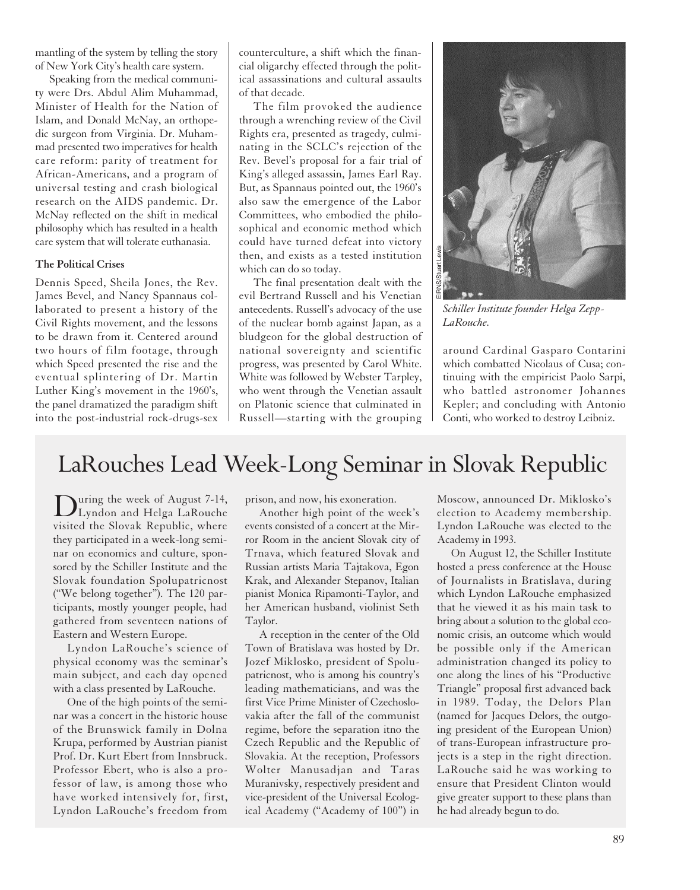mantling of the system by telling the story of New York City's health care system.

Speaking from the medical community were Drs. Abdul Alim Muhammad, Minister of Health for the Nation of Islam, and Donald McNay, an orthopedic surgeon from Virginia. Dr. Muhammad presented two imperatives for health care reform: parity of treatment for African-Americans, and a program of universal testing and crash biological research on the AIDS pandemic. Dr. McNay reflected on the shift in medical philosophy which has resulted in a health care system that will tolerate euthanasia.

### The Political Crises

Dennis Speed, Sheila Jones, the Rev. James Bevel, and Nancy Spannaus collaborated to present a history of the Civil Rights movement, and the lessons to be drawn from it. Centered around two hours of film footage, through which Speed presented the rise and the eventual splintering of Dr. Martin Luther King's movement in the 1960's, the panel dramatized the paradigm shift into the post-industrial rock-drugs-sex counterculture, a shift which the financial oligarchy effected through the political assassinations and cultural assaults of that decade.

The film provoked the audience through a wrenching review of the Civil Rights era, presented as tragedy, culminating in the SCLC's rejection of the Rev. Bevel's proposal for a fair trial of King's alleged assassin, James Earl Ray. But, as Spannaus pointed out, the 1960's also saw the emergence of the Labor Committees, who embodied the philosophical and economic method which could have turned defeat into victory then, and exists as a tested institution which can do so today.

The final presentation dealt with the evil Bertrand Russell and his Venetian antecedents. Russell's advocacy of the use of the nuclear bomb against Japan, as a bludgeon for the global destruction of national sovereignty and scientific progress, was presented by Carol White. White was followed by Webster Tarpley, who went through the Venetian assault on Platonic science that culminated in Russell—starting with the grouping around Cardinal Gasparo Contarini which combatted Nicolaus of Cusa; continuing with the empiricist Paolo Sarpi, who battled astronomer Johannes Kepler; and concluding with Antonio Conti, who worked to destroy Leibniz.

EIRNS/Stuart Lewis

*Schiller Institute founder Helga Zepp-LaRouche.*

# LaRouches Lead Week-Long Seminar in Slovak Republic

During the week of August 7-14, Lyndon and Helga LaRouche visited the Slovak Republic, where they participated in a week-long seminar on economics and culture, sponsored by the Schiller Institute and the Slovak foundation Spolupatricnost ("We belong together"). The 120 participants, mostly younger people, had gathered from seventeen nations of Eastern and Western Europe.

Lyndon LaRouche's science of physical economy was the seminar's main subject, and each day opened with a class presented by LaRouche.

One of the high points of the seminar was a concert in the historic house of the Brunswick family in Dolna Krupa, performed by Austrian pianist Prof. Dr. Kurt Ebert from Innsbruck. Professor Ebert, who is also a professor of law, is among those who have worked intensively for, first, Lyndon LaRouche's freedom from prison, and now, his exoneration.

Another high point of the week's events consisted of a concert at the Mirror Room in the ancient Slovak city of Trnava, which featured Slovak and Russian artists Maria Tajtakova, Egon Krak, and Alexander Stepanov, Italian pianist Monica Ripamonti-Taylor, and her American husband, violinist Seth Taylor.

A reception in the center of the Old Town of Bratislava was hosted by Dr. Jozef Miklosko, president of Spolupatricnost, who is among his country's leading mathematicians, and was the first Vice Prime Minister of Czechoslovakia after the fall of the communist regime, before the separation itno the Czech Republic and the Republic of Slovakia. At the reception, Professors Wolter Manusadjan and Taras Muranivsky, respectively president and vice-president of the Universal Ecological Academy ("Academy of 100") in Moscow, announced Dr. Miklosko's election to Academy membership. Lyndon LaRouche was elected to the Academy in 1993.

On August 12, the Schiller Institute hosted a press conference at the House of Journalists in Bratislava, during which Lyndon LaRouche emphasized that he viewed it as his main task to bring about a solution to the global economic crisis, an outcome which would be possible only if the American administration changed its policy to one along the lines of his "Productive Triangle" proposal first advanced back in 1989. Today, the Delors Plan (named for Jacques Delors, the outgoing president of the European Union) of trans-European infrastructure projects is a step in the right direction. LaRouche said he was working to ensure that President Clinton would give greater support to these plans than he had already begun to do.